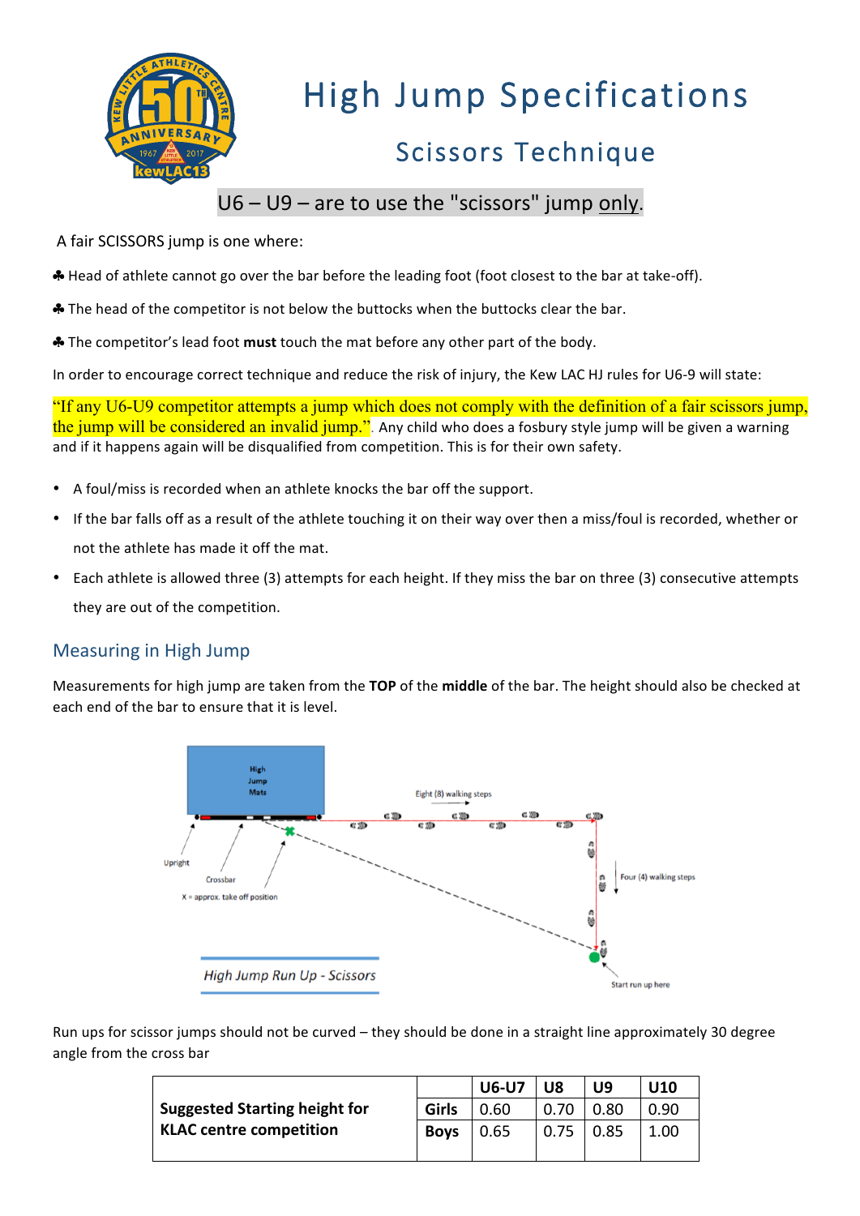# High Jump Specifications

## Scissors Technique

U6 – U9 – are to use the "scissors" jump only.

A fair SCISSORS jump is one where:

♣ Head of athlete cannot go over the bar before the leading foot (foot closest to the bar at take-off).

♣ The head of the competitor is not below the buttocks when the buttocks clear the bar.

♣ The competitor's lead foot **must** touch the mat before any other part of the body.

In order to encourage correct technique and reduce the risk of injury, the Kew LAC HJ rules for U6-9 will state:

"If any U6-U9 competitor attempts a jump which does not comply with the definition of a fair scissors jump, the jump will be considered an invalid jump.". Any child who does a fosbury style jump will be given a warning and if it happens again will be disqualified from competition. This is for their own safety.

- A foul/miss is recorded when an athlete knocks the bar off the support.
- If the bar falls off as a result of the athlete touching it on their way over then a miss/foul is recorded, whether or not the athlete has made it off the mat.
- Each athlete is allowed three (3) attempts for each height. If they miss the bar on three (3) consecutive attempts they are out of the competition.

## Measuring in High Jump

Measurements for high jump are taken from the **TOP** of the **middle** of the bar. The height should also be checked at each end of the bar to ensure that it is level.

High Jump Mats

Eight (8) walking steps

Four (4) walking steps

Upright

Crossbar

X = approx. take off position

Start run up here

*High Jump Run Up - Scissors*

Run ups for scissor jumps should not be curved – they should be done in a straight line approximately 30 degree angle from the cross bar

| | | U6-U7 | U8 | U9 | U10 |
|---|---|---|---|---|---|
| **Suggested Starting height for KLAC centre competition** | **Girls** | 0.60 | 0.70 | 0.80 | 0.90 |
| | **Boys** | 0.65 | 0.75 | 0.85 | 1.00 |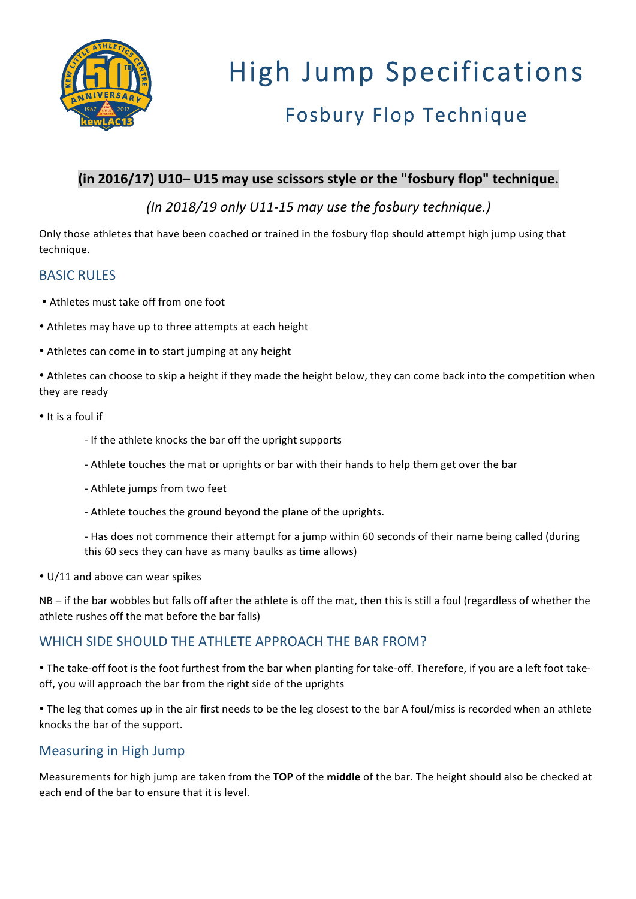# High Jump Specifications

## Fosbury Flop Technique

**(in 2016/17) U10– U15 may use scissors style or the "fosbury flop" technique.**

*(In 2018/19 only U11-15 may use the fosbury technique.)*

Only those athletes that have been coached or trained in the fosbury flop should attempt high jump using that technique.

### BASIC RULES

- Athletes must take off from one foot
- Athletes may have up to three attempts at each height
- Athletes can come in to start jumping at any height
- Athletes can choose to skip a height if they made the height below, they can come back into the competition when they are ready
- It is a foul if
  - If the athlete knocks the bar off the upright supports
  - Athlete touches the mat or uprights or bar with their hands to help them get over the bar
  - Athlete jumps from two feet
  - Athlete touches the ground beyond the plane of the uprights.
  - Has does not commence their attempt for a jump within 60 seconds of their name being called (during this 60 secs they can have as many baulks as time allows)
- U/11 and above can wear spikes

NB – if the bar wobbles but falls off after the athlete is off the mat, then this is still a foul (regardless of whether the athlete rushes off the mat before the bar falls)

### WHICH SIDE SHOULD THE ATHLETE APPROACH THE BAR FROM?

- The take-off foot is the foot furthest from the bar when planting for take-off. Therefore, if you are a left foot take-off, you will approach the bar from the right side of the uprights
- The leg that comes up in the air first needs to be the leg closest to the bar A foul/miss is recorded when an athlete knocks the bar of the support.

### Measuring in High Jump

Measurements for high jump are taken from the **TOP** of the **middle** of the bar. The height should also be checked at each end of the bar to ensure that it is level.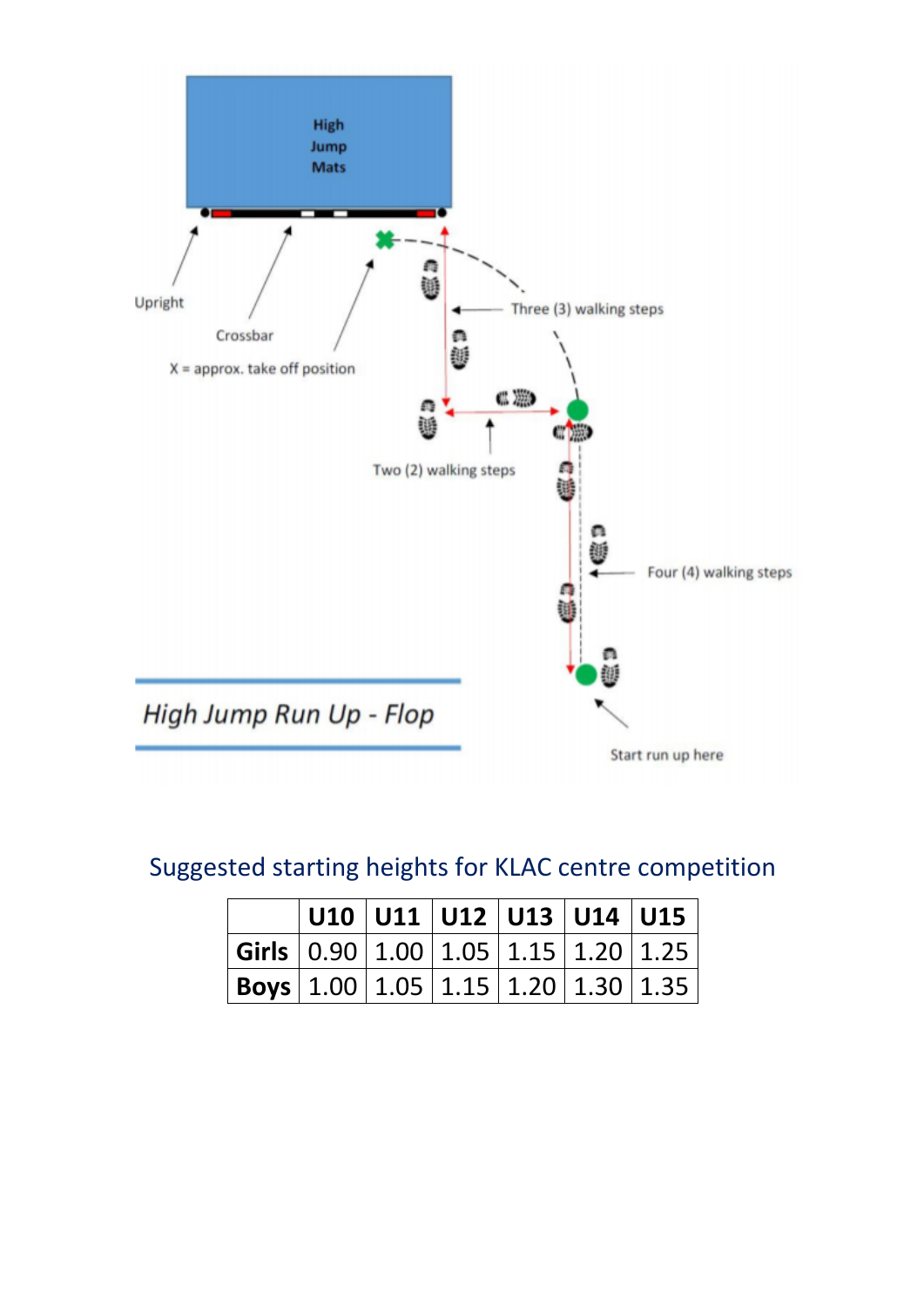High
Jump
Mats

Upright

Crossbar

X = approx. take off position

Three (3) walking steps

Two (2) walking steps

Four (4) walking steps

Start run up here

*High Jump Run Up - Flop*

## Suggested starting heights for KLAC centre competition

| | U10 | U11 | U12 | U13 | U14 | U15 |
|---|---|---|---|---|---|---|
| **Girls** | 0.90 | 1.00 | 1.05 | 1.15 | 1.20 | 1.25 |
| **Boys** | 1.00 | 1.05 | 1.15 | 1.20 | 1.30 | 1.35 |